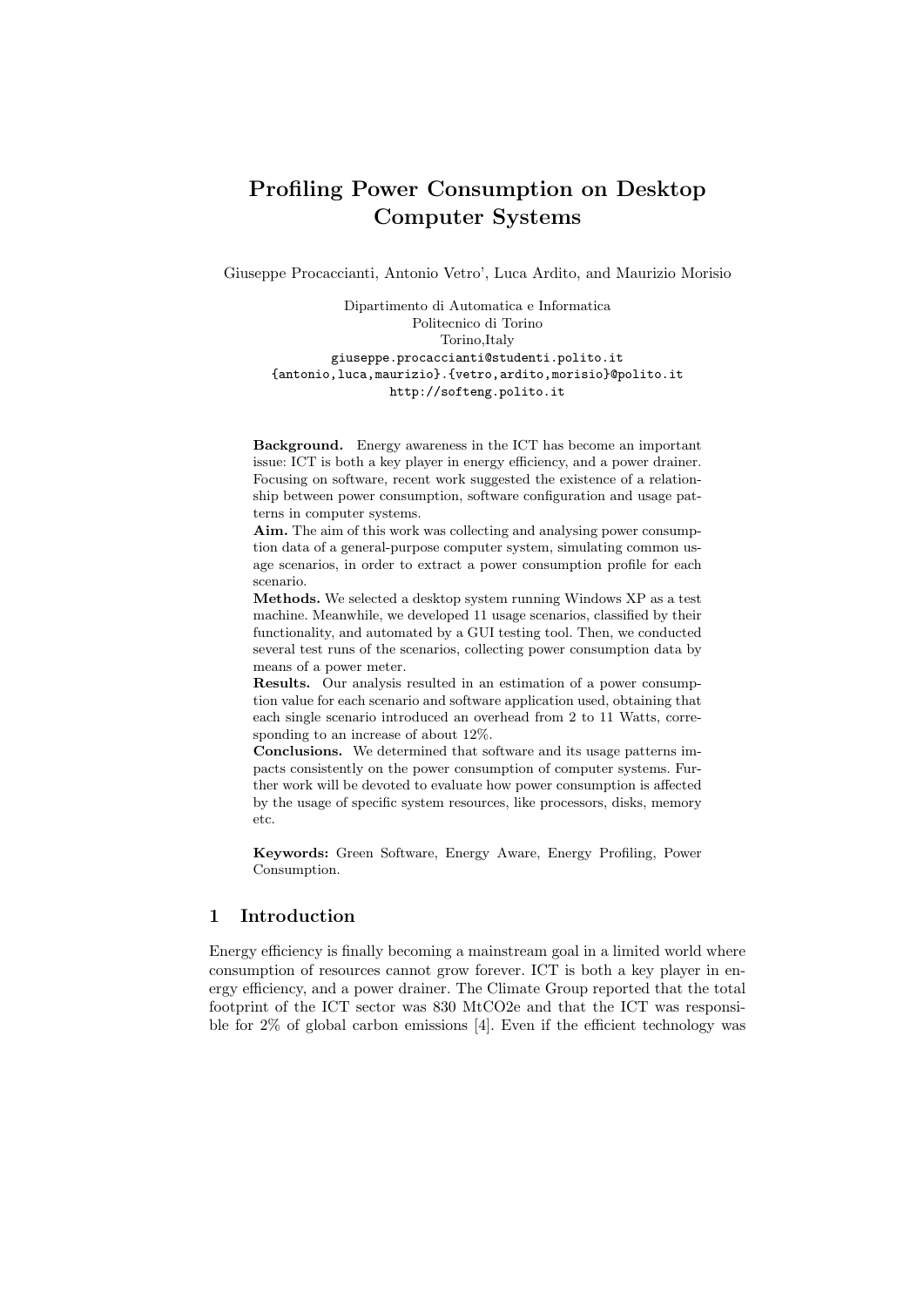# Profiling Power Consumption on Desktop Computer Systems

Giuseppe Procaccianti, Antonio Vetro', Luca Ardito, and Maurizio Morisio

Dipartimento di Automatica e Informatica
Politecnico di Torino
Torino,Italy
giuseppe.procaccianti@studenti.polito.it
{antonio,luca,maurizio}.{vetro,ardito,morisio}@polito.it
http://softeng.polito.it

**Background.** Energy awareness in the ICT has become an important issue: ICT is both a key player in energy efficiency, and a power drainer. Focusing on software, recent work suggested the existence of a relationship between power consumption, software configuration and usage patterns in computer systems.
**Aim.** The aim of this work was collecting and analysing power consumption data of a general-purpose computer system, simulating common usage scenarios, in order to extract a power consumption profile for each scenario.
**Methods.** We selected a desktop system running Windows XP as a test machine. Meanwhile, we developed 11 usage scenarios, classified by their functionality, and automated by a GUI testing tool. Then, we conducted several test runs of the scenarios, collecting power consumption data by means of a power meter.
**Results.** Our analysis resulted in an estimation of a power consumption value for each scenario and software application used, obtaining that each single scenario introduced an overhead from 2 to 11 Watts, corresponding to an increase of about 12%.
**Conclusions.** We determined that software and its usage patterns impacts consistently on the power consumption of computer systems. Further work will be devoted to evaluate how power consumption is affected by the usage of specific system resources, like processors, disks, memory etc.

**Keywords:** Green Software, Energy Aware, Energy Profiling, Power Consumption.

## 1 Introduction

Energy efficiency is finally becoming a mainstream goal in a limited world where consumption of resources cannot grow forever. ICT is both a key player in energy efficiency, and a power drainer. The Climate Group reported that the total footprint of the ICT sector was 830 $MtCO_2e$ and that the ICT was responsible for 2% of global carbon emissions [4]. Even if the efficient technology was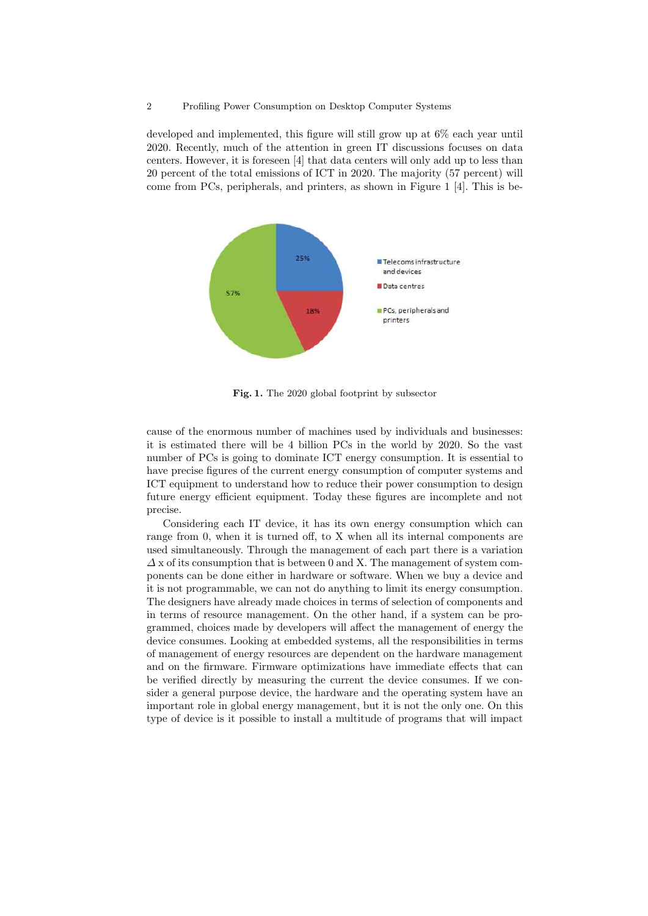developed and implemented, this figure will still grow up at 6% each year until 2020. Recently, much of the attention in green IT discussions focuses on data centers. However, it is foreseen [4] that data centers will only add up to less than 20 percent of the total emissions of ICT in 2020. The majority (57 percent) will come from PCs, peripherals, and printers, as shown in Figure 1 [4]. This is be-

25%
18%
57%
Telecoms infrastructure and devices
Data centres
PCs, peripherals and printers

**Fig. 1.** The 2020 global footprint by subsector

cause of the enormous number of machines used by individuals and businesses: it is estimated there will be 4 billion PCs in the world by 2020. So the vast number of PCs is going to dominate ICT energy consumption. It is essential to have precise figures of the current energy consumption of computer systems and ICT equipment to understand how to reduce their power consumption to design future energy efficient equipment. Today these figures are incomplete and not precise.

Considering each IT device, it has its own energy consumption which can range from 0, when it is turned off, to X when all its internal components are used simultaneously. Through the management of each part there is a variation $\Delta$ x of its consumption that is between 0 and X. The management of system components can be done either in hardware or software. When we buy a device and it is not programmable, we can not do anything to limit its energy consumption. The designers have already made choices in terms of selection of components and in terms of resource management. On the other hand, if a system can be programmed, choices made by developers will affect the management of energy the device consumes. Looking at embedded systems, all the responsibilities in terms of management of energy resources are dependent on the hardware management and on the firmware. Firmware optimizations have immediate effects that can be verified directly by measuring the current the device consumes. If we consider a general purpose device, the hardware and the operating system have an important role in global energy management, but it is not the only one. On this type of device is it possible to install a multitude of programs that will impact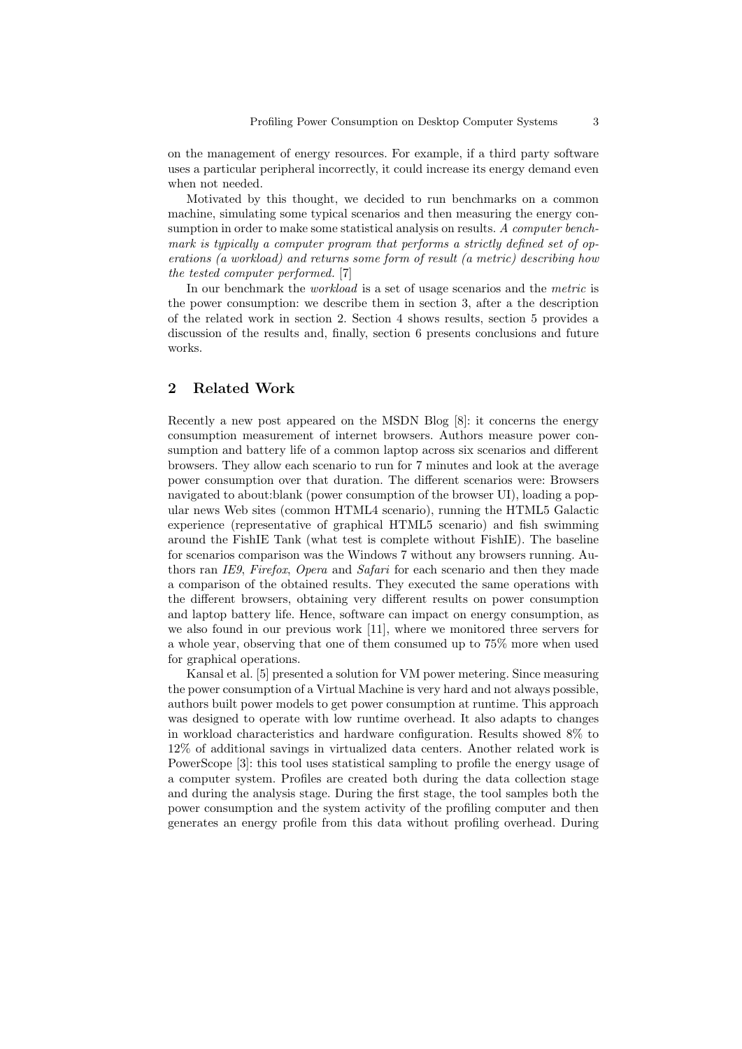on the management of energy resources. For example, if a third party software uses a particular peripheral incorrectly, it could increase its energy demand even when not needed.

Motivated by this thought, we decided to run benchmarks on a common machine, simulating some typical scenarios and then measuring the energy consumption in order to make some statistical analysis on results. *A computer benchmark is typically a computer program that performs a strictly defined set of operations (a workload) and returns some form of result (a metric) describing how the tested computer performed.* [7]

In our benchmark the *workload* is a set of usage scenarios and the *metric* is the power consumption: we describe them in section 3, after a the description of the related work in section 2. Section 4 shows results, section 5 provides a discussion of the results and, finally, section 6 presents conclusions and future works.

## 2 Related Work

Recently a new post appeared on the MSDN Blog [8]: it concerns the energy consumption measurement of internet browsers. Authors measure power consumption and battery life of a common laptop across six scenarios and different browsers. They allow each scenario to run for 7 minutes and look at the average power consumption over that duration. The different scenarios were: Browsers navigated to about:blank (power consumption of the browser UI), loading a popular news Web sites (common HTML4 scenario), running the HTML5 Galactic experience (representative of graphical HTML5 scenario) and fish swimming around the FishIE Tank (what test is complete without FishIE). The baseline for scenarios comparison was the Windows 7 without any browsers running. Authors ran *IE9*, *Firefox*, *Opera* and *Safari* for each scenario and then they made a comparison of the obtained results. They executed the same operations with the different browsers, obtaining very different results on power consumption and laptop battery life. Hence, software can impact on energy consumption, as we also found in our previous work [11], where we monitored three servers for a whole year, observing that one of them consumed up to 75% more when used for graphical operations.

Kansal et al. [5] presented a solution for VM power metering. Since measuring the power consumption of a Virtual Machine is very hard and not always possible, authors built power models to get power consumption at runtime. This approach was designed to operate with low runtime overhead. It also adapts to changes in workload characteristics and hardware configuration. Results showed 8% to 12% of additional savings in virtualized data centers. Another related work is PowerScope [3]: this tool uses statistical sampling to profile the energy usage of a computer system. Profiles are created both during the data collection stage and during the analysis stage. During the first stage, the tool samples both the power consumption and the system activity of the profiling computer and then generates an energy profile from this data without profiling overhead. During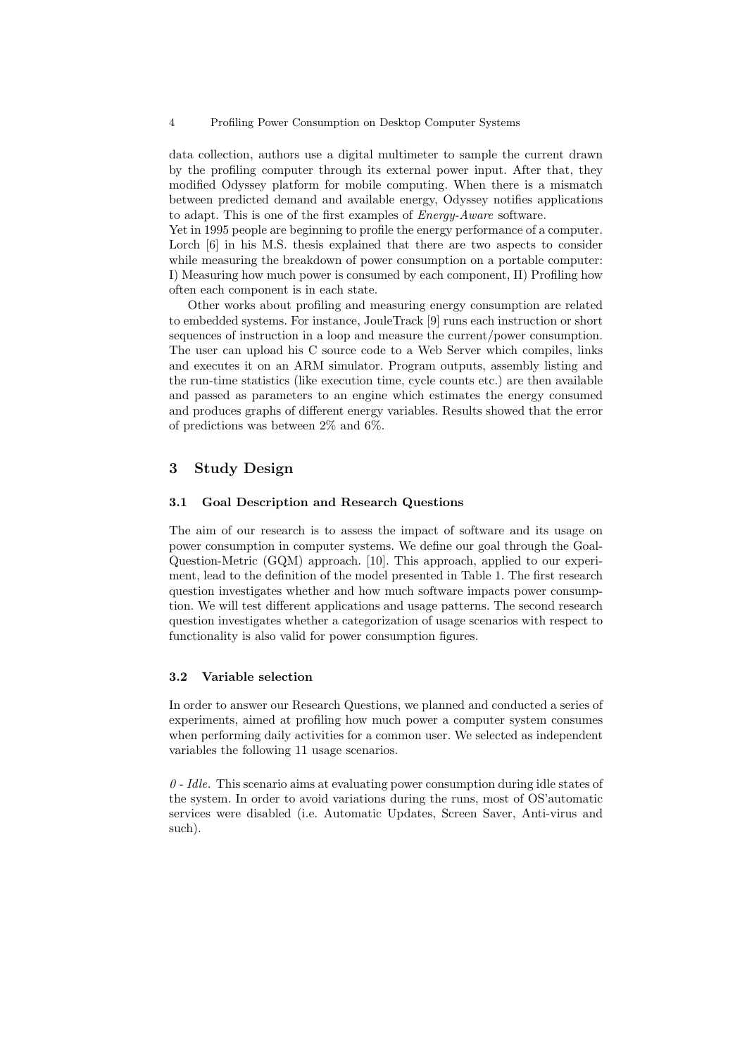data collection, authors use a digital multimeter to sample the current drawn by the profiling computer through its external power input. After that, they modified Odyssey platform for mobile computing. When there is a mismatch between predicted demand and available energy, Odyssey notifies applications to adapt. This is one of the first examples of *Energy-Aware* software.
Yet in 1995 people are beginning to profile the energy performance of a computer. Lorch [6] in his M.S. thesis explained that there are two aspects to consider while measuring the breakdown of power consumption on a portable computer: I) Measuring how much power is consumed by each component, II) Profiling how often each component is in each state.

Other works about profiling and measuring energy consumption are related to embedded systems. For instance, JouleTrack [9] runs each instruction or short sequences of instruction in a loop and measure the current/power consumption. The user can upload his C source code to a Web Server which compiles, links and executes it on an ARM simulator. Program outputs, assembly listing and the run-time statistics (like execution time, cycle counts etc.) are then available and passed as parameters to an engine which estimates the energy consumed and produces graphs of different energy variables. Results showed that the error of predictions was between 2% and 6%.

## 3 Study Design

### 3.1 Goal Description and Research Questions

The aim of our research is to assess the impact of software and its usage on power consumption in computer systems. We define our goal through the Goal-Question-Metric (GQM) approach. [10]. This approach, applied to our experiment, lead to the definition of the model presented in Table 1. The first research question investigates whether and how much software impacts power consumption. We will test different applications and usage patterns. The second research question investigates whether a categorization of usage scenarios with respect to functionality is also valid for power consumption figures.

### 3.2 Variable selection

In order to answer our Research Questions, we planned and conducted a series of experiments, aimed at profiling how much power a computer system consumes when performing daily activities for a common user. We selected as independent variables the following 11 usage scenarios.

*0 - Idle.* This scenario aims at evaluating power consumption during idle states of the system. In order to avoid variations during the runs, most of OS'automatic services were disabled (i.e. Automatic Updates, Screen Saver, Anti-virus and such).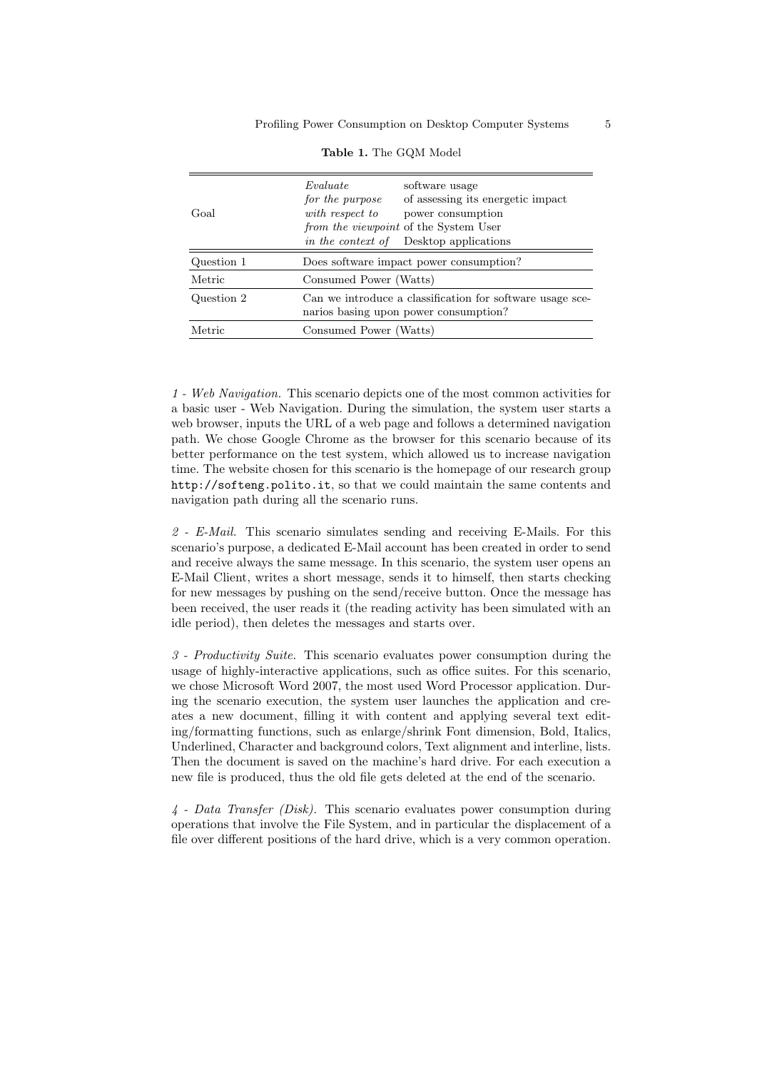**Table 1.** The GQM Model

| | | |
|---|---|---|
| Goal | *Evaluate*<br>*for the purpose*<br>*with respect to*<br>*from the viewpoint*<br>*in the context of* | software usage<br>of assessing its energetic impact<br>power consumption<br>of the System User<br>Desktop applications |
| Question 1 | Does software impact power consumption? | |
| Metric | Consumed Power (Watts) | |
| Question 2 | Can we introduce a classification for software usage scenarios basing upon power consumption? | |
| Metric | Consumed Power (Watts) | |

*1 - Web Navigation.* This scenario depicts one of the most common activities for a basic user - Web Navigation. During the simulation, the system user starts a web browser, inputs the URL of a web page and follows a determined navigation path. We chose Google Chrome as the browser for this scenario because of its better performance on the test system, which allowed us to increase navigation time. The website chosen for this scenario is the homepage of our research group `http://softeng.polito.it`, so that we could maintain the same contents and navigation path during all the scenario runs.

*2 - E-Mail.* This scenario simulates sending and receiving E-Mails. For this scenario's purpose, a dedicated E-Mail account has been created in order to send and receive always the same message. In this scenario, the system user opens an E-Mail Client, writes a short message, sends it to himself, then starts checking for new messages by pushing on the send/receive button. Once the message has been received, the user reads it (the reading activity has been simulated with an idle period), then deletes the messages and starts over.

*3 - Productivity Suite.* This scenario evaluates power consumption during the usage of highly-interactive applications, such as office suites. For this scenario, we chose Microsoft Word 2007, the most used Word Processor application. During the scenario execution, the system user launches the application and creates a new document, filling it with content and applying several text editing/formatting functions, such as enlarge/shrink Font dimension, Bold, Italics, Underlined, Character and background colors, Text alignment and interline, lists. Then the document is saved on the machine's hard drive. For each execution a new file is produced, thus the old file gets deleted at the end of the scenario.

*4 - Data Transfer (Disk).* This scenario evaluates power consumption during operations that involve the File System, and in particular the displacement of a file over different positions of the hard drive, which is a very common operation.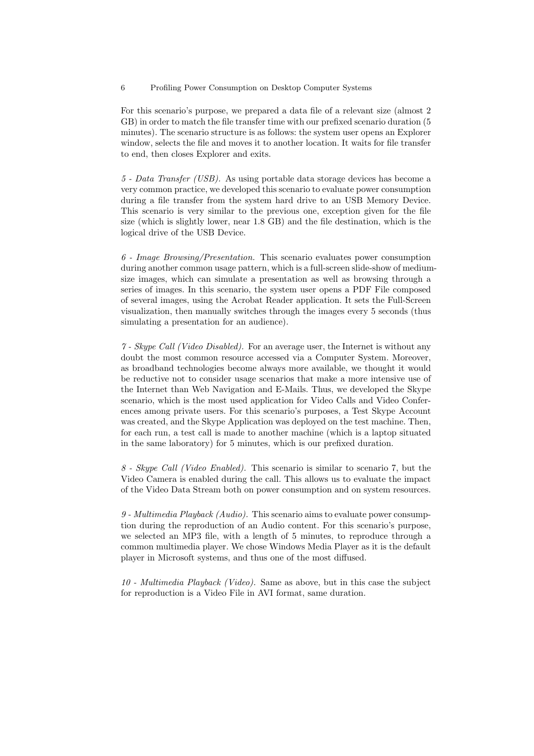For this scenario's purpose, we prepared a data file of a relevant size (almost 2 GB) in order to match the file transfer time with our prefixed scenario duration (5 minutes). The scenario structure is as follows: the system user opens an Explorer window, selects the file and moves it to another location. It waits for file transfer to end, then closes Explorer and exits.

*5 - Data Transfer (USB).* As using portable data storage devices has become a very common practice, we developed this scenario to evaluate power consumption during a file transfer from the system hard drive to an USB Memory Device. This scenario is very similar to the previous one, exception given for the file size (which is slightly lower, near 1.8 GB) and the file destination, which is the logical drive of the USB Device.

*6 - Image Browsing/Presentation.* This scenario evaluates power consumption during another common usage pattern, which is a full-screen slide-show of medium-size images, which can simulate a presentation as well as browsing through a series of images. In this scenario, the system user opens a PDF File composed of several images, using the Acrobat Reader application. It sets the Full-Screen visualization, then manually switches through the images every 5 seconds (thus simulating a presentation for an audience).

*7 - Skype Call (Video Disabled).* For an average user, the Internet is without any doubt the most common resource accessed via a Computer System. Moreover, as broadband technologies become always more available, we thought it would be reductive not to consider usage scenarios that make a more intensive use of the Internet than Web Navigation and E-Mails. Thus, we developed the Skype scenario, which is the most used application for Video Calls and Video Conferences among private users. For this scenario's purposes, a Test Skype Account was created, and the Skype Application was deployed on the test machine. Then, for each run, a test call is made to another machine (which is a laptop situated in the same laboratory) for 5 minutes, which is our prefixed duration.

*8 - Skype Call (Video Enabled).* This scenario is similar to scenario 7, but the Video Camera is enabled during the call. This allows us to evaluate the impact of the Video Data Stream both on power consumption and on system resources.

*9 - Multimedia Playback (Audio).* This scenario aims to evaluate power consumption during the reproduction of an Audio content. For this scenario's purpose, we selected an MP3 file, with a length of 5 minutes, to reproduce through a common multimedia player. We chose Windows Media Player as it is the default player in Microsoft systems, and thus one of the most diffused.

*10 - Multimedia Playback (Video).* Same as above, but in this case the subject for reproduction is a Video File in AVI format, same duration.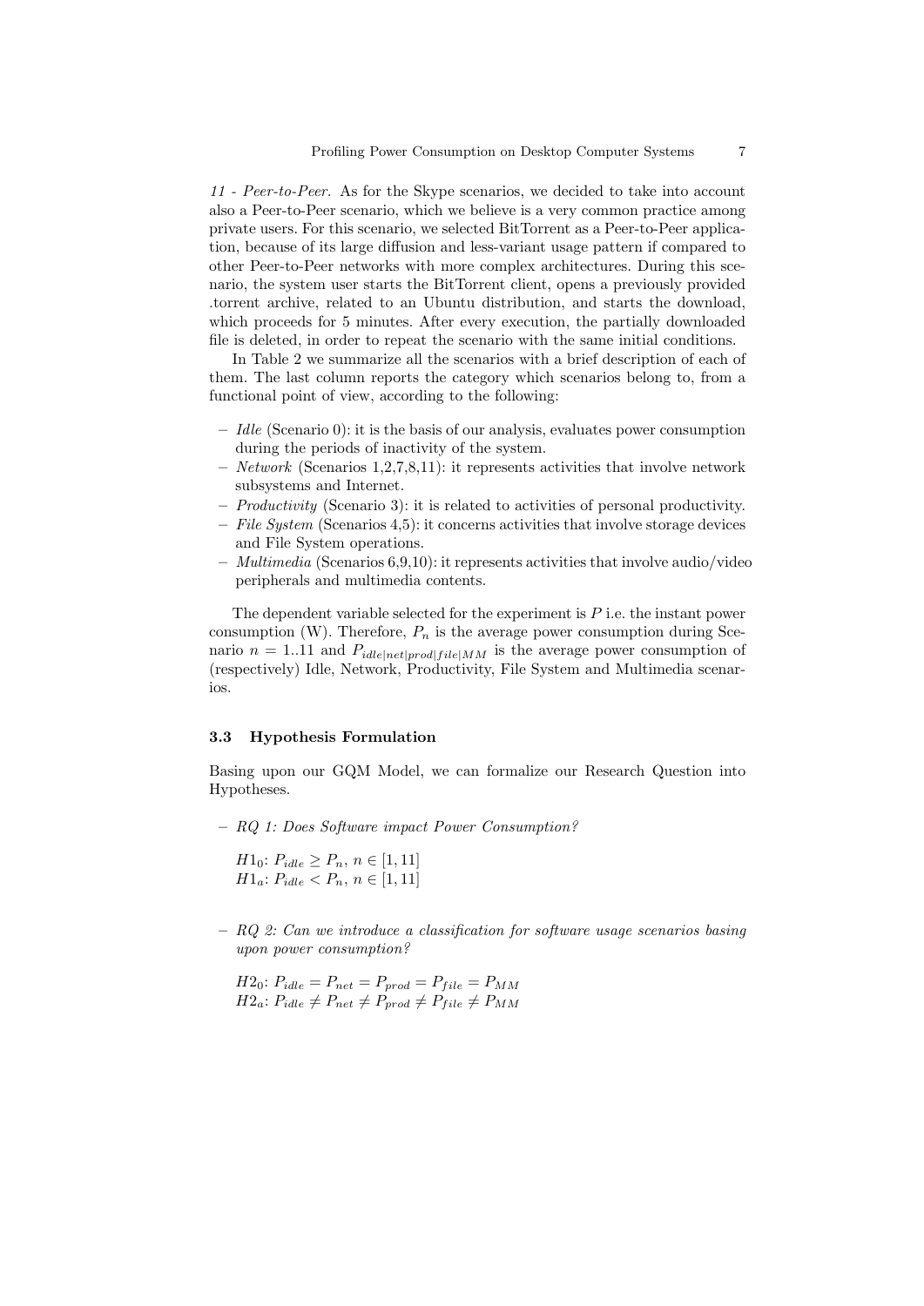*11 - Peer-to-Peer.* As for the Skype scenarios, we decided to take into account also a Peer-to-Peer scenario, which we believe is a very common practice among private users. For this scenario, we selected BitTorrent as a Peer-to-Peer application, because of its large diffusion and less-variant usage pattern if compared to other Peer-to-Peer networks with more complex architectures. During this scenario, the system user starts the BitTorrent client, opens a previously provided .torrent archive, related to an Ubuntu distribution, and starts the download, which proceeds for 5 minutes. After every execution, the partially downloaded file is deleted, in order to repeat the scenario with the same initial conditions.

In Table 2 we summarize all the scenarios with a brief description of each of them. The last column reports the category which scenarios belong to, from a functional point of view, according to the following:

- *Idle* (Scenario 0): it is the basis of our analysis, evaluates power consumption during the periods of inactivity of the system.
- *Network* (Scenarios 1,2,7,8,11): it represents activities that involve network subsystems and Internet.
- *Productivity* (Scenario 3): it is related to activities of personal productivity.
- *File System* (Scenarios 4,5): it concerns activities that involve storage devices and File System operations.
- *Multimedia* (Scenarios 6,9,10): it represents activities that involve audio/video peripherals and multimedia contents.

The dependent variable selected for the experiment is $P$ i.e. the instant power consumption (W). Therefore, $P_n$ is the average power consumption during Scenario $n = 1..11$ and $P_{idle|net|prod|file|MM}$ is the average power consumption of (respectively) Idle, Network, Productivity, File System and Multimedia scenarios.

### 3.3 Hypothesis Formulation

Basing upon our GQM Model, we can formalize our Research Question into Hypotheses.

- *RQ 1: Does Software impact Power Consumption?*

  $H1_0$: $P_{idle} \geq P_n$, $n \in [1, 11]$
  $H1_a$: $P_{idle} < P_n$, $n \in [1, 11]$

- *RQ 2: Can we introduce a classification for software usage scenarios basing upon power consumption?*

  $H2_0$: $P_{idle} = P_{net} = P_{prod} = P_{file} = P_{MM}$
  $H2_a$: $P_{idle} \neq P_{net} \neq P_{prod} \neq P_{file} \neq P_{MM}$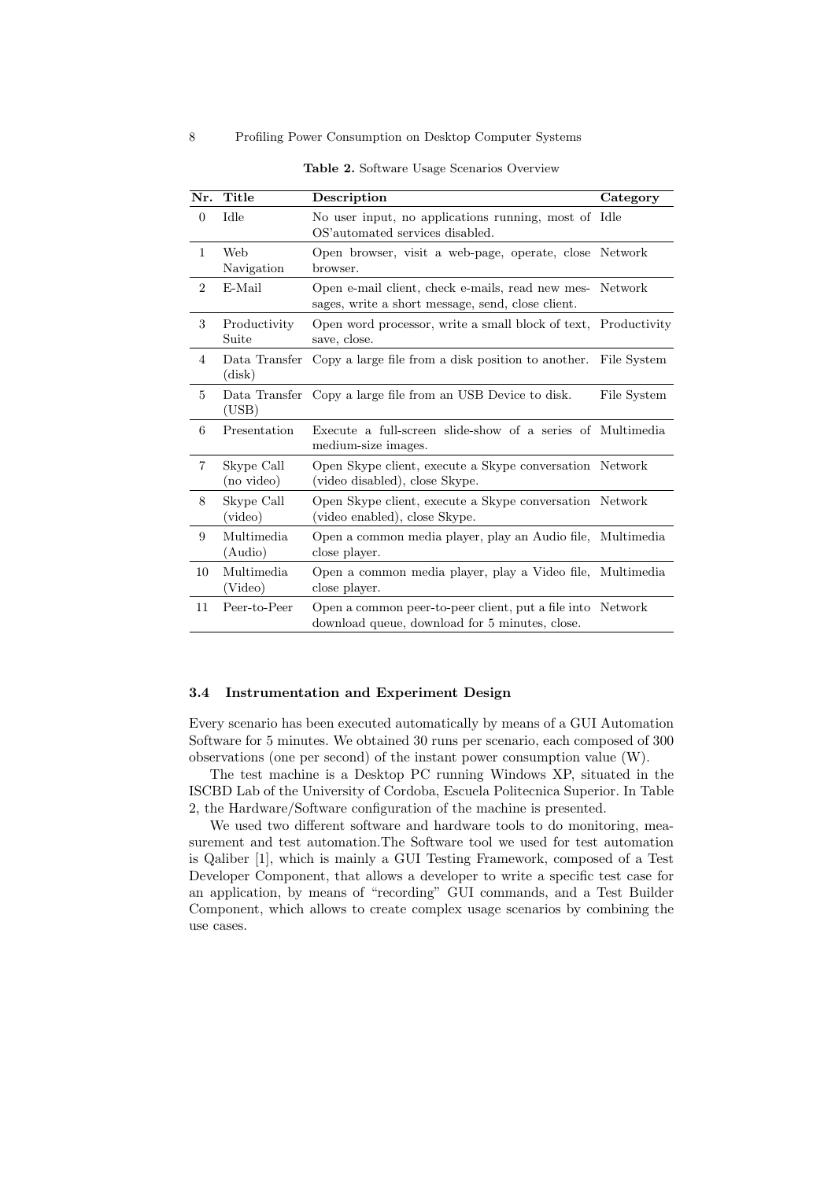**Table 2.** Software Usage Scenarios Overview

| Nr. | Title | Description | Category |
|---|---|---|---|
| 0 | Idle | No user input, no applications running, most of OS'automated services disabled. | Idle |
| 1 | Web Navigation | Open browser, visit a web-page, operate, close browser. | Network |
| 2 | E-Mail | Open e-mail client, check e-mails, read new messages, write a short message, send, close client. | Network |
| 3 | Productivity Suite | Open word processor, write a small block of text, save, close. | Productivity |
| 4 | Data Transfer (disk) | Copy a large file from a disk position to another. | File System |
| 5 | Data Transfer (USB) | Copy a large file from an USB Device to disk. | File System |
| 6 | Presentation | Execute a full-screen slide-show of a series of medium-size images. | Multimedia |
| 7 | Skype Call (no video) | Open Skype client, execute a Skype conversation (video disabled), close Skype. | Network |
| 8 | Skype Call (video) | Open Skype client, execute a Skype conversation (video enabled), close Skype. | Network |
| 9 | Multimedia (Audio) | Open a common media player, play an Audio file, close player. | Multimedia |
| 10 | Multimedia (Video) | Open a common media player, play a Video file, close player. | Multimedia |
| 11 | Peer-to-Peer | Open a common peer-to-peer client, put a file into download queue, download for 5 minutes, close. | Network |

### 3.4 Instrumentation and Experiment Design

Every scenario has been executed automatically by means of a GUI Automation Software for 5 minutes. We obtained 30 runs per scenario, each composed of 300 observations (one per second) of the instant power consumption value (W).

The test machine is a Desktop PC running Windows XP, situated in the ISCBD Lab of the University of Cordoba, Escuela Politecnica Superior. In Table 2, the Hardware/Software configuration of the machine is presented.

We used two different software and hardware tools to do monitoring, measurement and test automation.The Software tool we used for test automation is Qaliber [1], which is mainly a GUI Testing Framework, composed of a Test Developer Component, that allows a developer to write a specific test case for an application, by means of "recording" GUI commands, and a Test Builder Component, which allows to create complex usage scenarios by combining the use cases.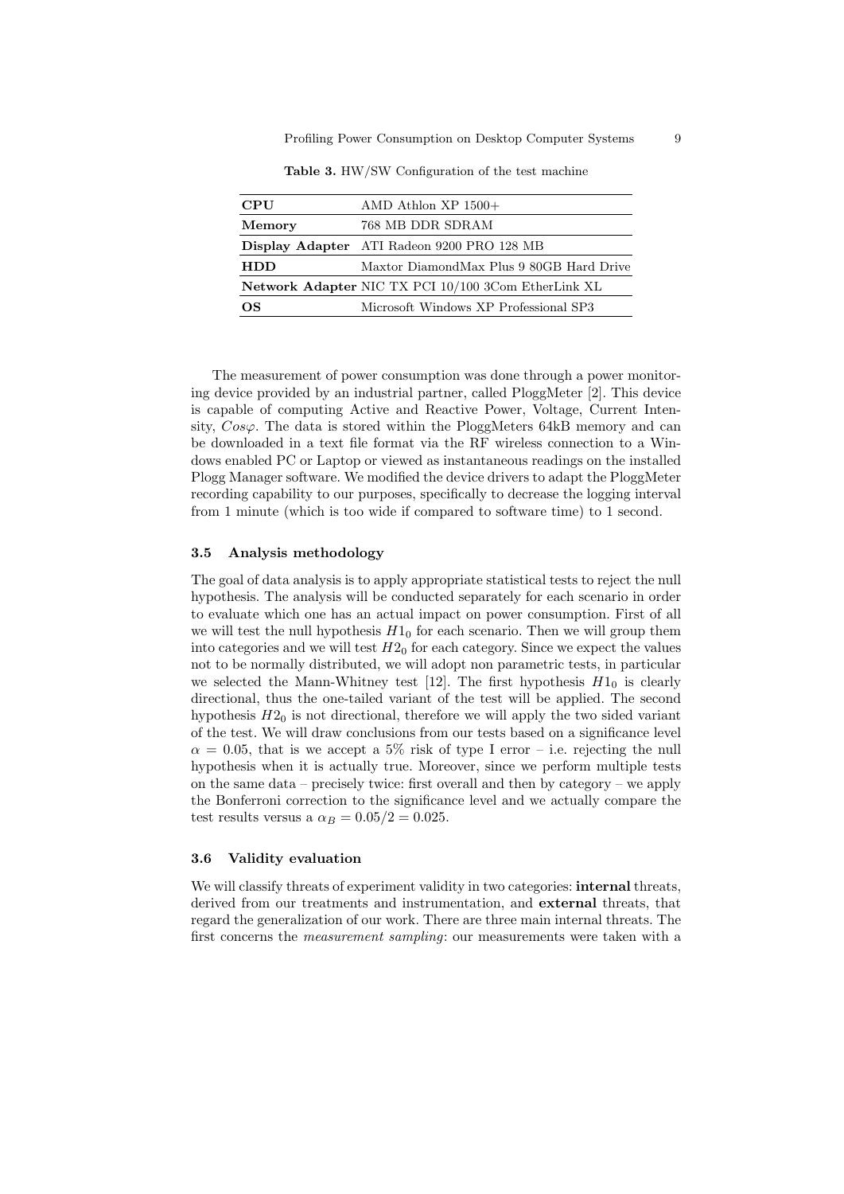**Table 3.** HW/SW Configuration of the test machine

| | |
|---|---|
| **CPU** | AMD Athlon XP 1500+ |
| **Memory** | 768 MB DDR SDRAM |
| **Display Adapter** | ATI Radeon 9200 PRO 128 MB |
| **HDD** | Maxtor DiamondMax Plus 9 80GB Hard Drive |
| **Network Adapter** | NIC TX PCI 10/100 3Com EtherLink XL |
| **OS** | Microsoft Windows XP Professional SP3 |

The measurement of power consumption was done through a power monitoring device provided by an industrial partner, called PloggMeter [2]. This device is capable of computing Active and Reactive Power, Voltage, Current Intensity, $Cos\varphi$. The data is stored within the PloggMeters 64kB memory and can be downloaded in a text file format via the RF wireless connection to a Windows enabled PC or Laptop or viewed as instantaneous readings on the installed Plogg Manager software. We modified the device drivers to adapt the PloggMeter recording capability to our purposes, specifically to decrease the logging interval from 1 minute (which is too wide if compared to software time) to 1 second.

### 3.5 Analysis methodology

The goal of data analysis is to apply appropriate statistical tests to reject the null hypothesis. The analysis will be conducted separately for each scenario in order to evaluate which one has an actual impact on power consumption. First of all we will test the null hypothesis $H1_0$ for each scenario. Then we will group them into categories and we will test $H2_0$ for each category. Since we expect the values not to be normally distributed, we will adopt non parametric tests, in particular we selected the Mann-Whitney test [12]. The first hypothesis $H1_0$ is clearly directional, thus the one-tailed variant of the test will be applied. The second hypothesis $H2_0$ is not directional, therefore we will apply the two sided variant of the test. We will draw conclusions from our tests based on a significance level $\alpha = 0.05$, that is we accept a 5% risk of type I error – i.e. rejecting the null hypothesis when it is actually true. Moreover, since we perform multiple tests on the same data – precisely twice: first overall and then by category – we apply the Bonferroni correction to the significance level and we actually compare the test results versus a $\alpha_B = 0.05/2 = 0.025$.

### 3.6 Validity evaluation

We will classify threats of experiment validity in two categories: **internal** threats, derived from our treatments and instrumentation, and **external** threats, that regard the generalization of our work. There are three main internal threats. The first concerns the *measurement sampling*: our measurements were taken with a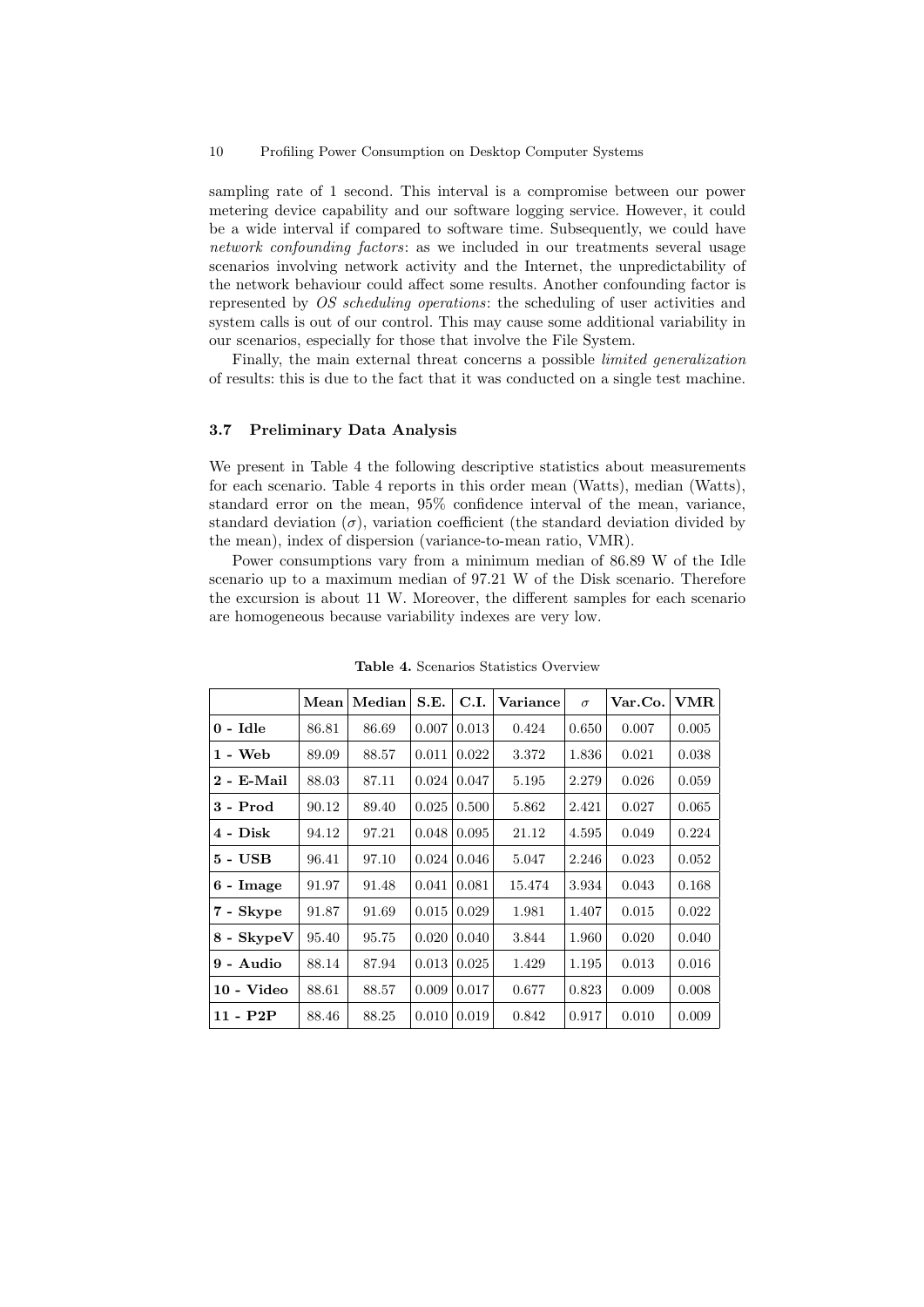sampling rate of 1 second. This interval is a compromise between our power metering device capability and our software logging service. However, it could be a wide interval if compared to software time. Subsequently, we could have *network confounding factors*: as we included in our treatments several usage scenarios involving network activity and the Internet, the unpredictability of the network behaviour could affect some results. Another confounding factor is represented by *OS scheduling operations*: the scheduling of user activities and system calls is out of our control. This may cause some additional variability in our scenarios, especially for those that involve the File System.

Finally, the main external threat concerns a possible *limited generalization* of results: this is due to the fact that it was conducted on a single test machine.

### 3.7 Preliminary Data Analysis

We present in Table 4 the following descriptive statistics about measurements for each scenario. Table 4 reports in this order mean (Watts), median (Watts), standard error on the mean, 95% confidence interval of the mean, variance, standard deviation ($\sigma$), variation coefficient (the standard deviation divided by the mean), index of dispersion (variance-to-mean ratio, VMR).

Power consumptions vary from a minimum median of 86.89 W of the Idle scenario up to a maximum median of 97.21 W of the Disk scenario. Therefore the excursion is about 11 W. Moreover, the different samples for each scenario are homogeneous because variability indexes are very low.

**Table 4.** Scenarios Statistics Overview

| | **Mean** | **Median** | **S.E.** | **C.I.** | **Variance** | $\sigma$ | **Var.Co.** | **VMR** |
|---|---|---|---|---|---|---|---|---|
| **0 - Idle** | 86.81 | 86.69 | 0.007 | 0.013 | 0.424 | 0.650 | 0.007 | 0.005 |
| **1 - Web** | 89.09 | 88.57 | 0.011 | 0.022 | 3.372 | 1.836 | 0.021 | 0.038 |
| **2 - E-Mail** | 88.03 | 87.11 | 0.024 | 0.047 | 5.195 | 2.279 | 0.026 | 0.059 |
| **3 - Prod** | 90.12 | 89.40 | 0.025 | 0.500 | 5.862 | 2.421 | 0.027 | 0.065 |
| **4 - Disk** | 94.12 | 97.21 | 0.048 | 0.095 | 21.12 | 4.595 | 0.049 | 0.224 |
| **5 - USB** | 96.41 | 97.10 | 0.024 | 0.046 | 5.047 | 2.246 | 0.023 | 0.052 |
| **6 - Image** | 91.97 | 91.48 | 0.041 | 0.081 | 15.474 | 3.934 | 0.043 | 0.168 |
| **7 - Skype** | 91.87 | 91.69 | 0.015 | 0.029 | 1.981 | 1.407 | 0.015 | 0.022 |
| **8 - SkypeV** | 95.40 | 95.75 | 0.020 | 0.040 | 3.844 | 1.960 | 0.020 | 0.040 |
| **9 - Audio** | 88.14 | 87.94 | 0.013 | 0.025 | 1.429 | 1.195 | 0.013 | 0.016 |
| **10 - Video** | 88.61 | 88.57 | 0.009 | 0.017 | 0.677 | 0.823 | 0.009 | 0.008 |
| **11 - P2P** | 88.46 | 88.25 | 0.010 | 0.019 | 0.842 | 0.917 | 0.010 | 0.009 |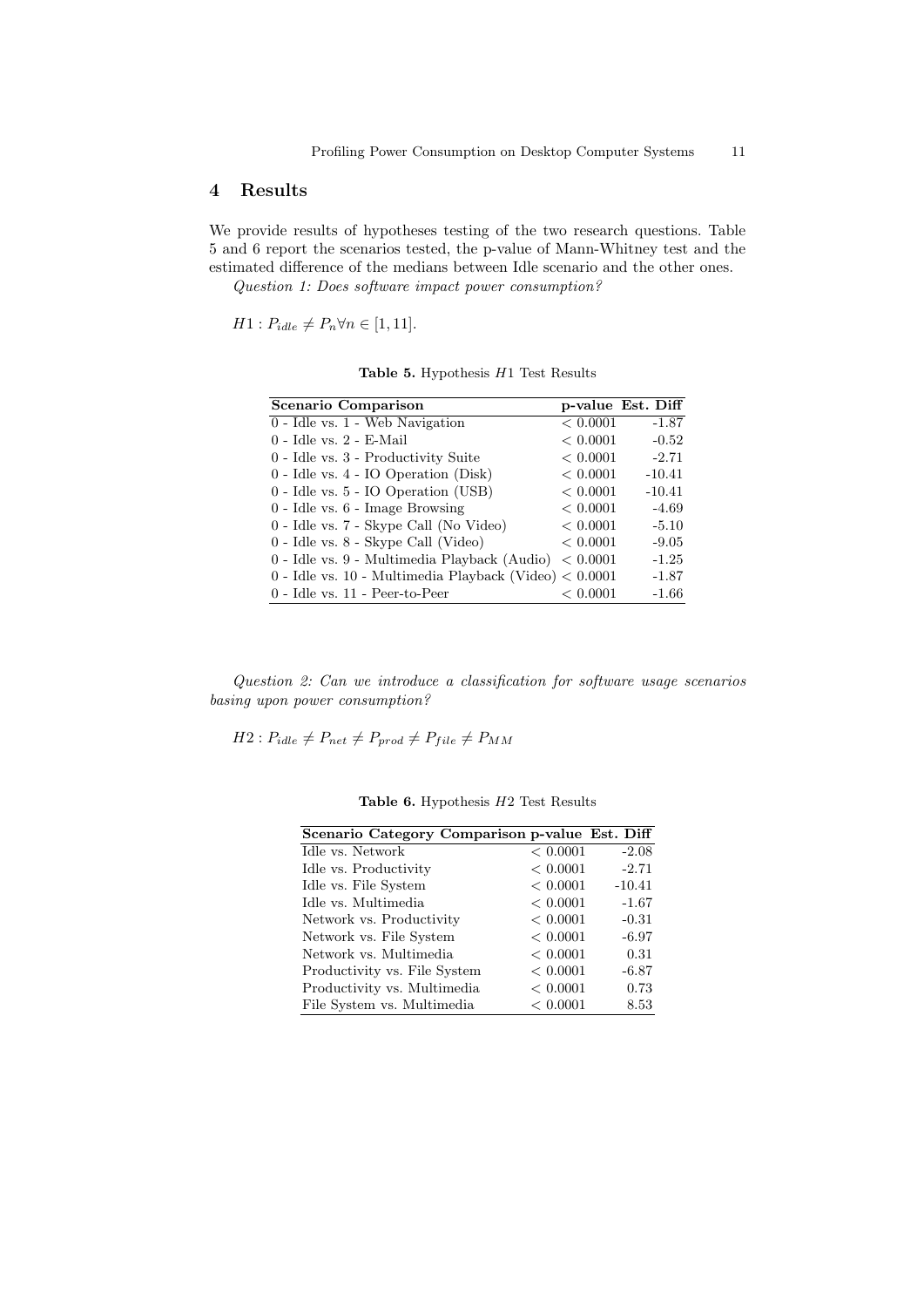## 4 Results

We provide results of hypotheses testing of the two research questions. Table 5 and 6 report the scenarios tested, the p-value of Mann-Whitney test and the estimated difference of the medians between Idle scenario and the other ones.

*Question 1: Does software impact power consumption?*

$H1 : P_{idle} \neq P_n \forall n \in [1, 11]$.

**Table 5.** Hypothesis $H1$ Test Results

| Scenario Comparison | p-value | Est. Diff |
|---|---|---|
| 0 - Idle vs. 1 - Web Navigation | $< 0.0001$ | -1.87 |
| 0 - Idle vs. 2 - E-Mail | $< 0.0001$ | -0.52 |
| 0 - Idle vs. 3 - Productivity Suite | $< 0.0001$ | -2.71 |
| 0 - Idle vs. 4 - IO Operation (Disk) | $< 0.0001$ | -10.41 |
| 0 - Idle vs. 5 - IO Operation (USB) | $< 0.0001$ | -10.41 |
| 0 - Idle vs. 6 - Image Browsing | $< 0.0001$ | -4.69 |
| 0 - Idle vs. 7 - Skype Call (No Video) | $< 0.0001$ | -5.10 |
| 0 - Idle vs. 8 - Skype Call (Video) | $< 0.0001$ | -9.05 |
| 0 - Idle vs. 9 - Multimedia Playback (Audio) | $< 0.0001$ | -1.25 |
| 0 - Idle vs. 10 - Multimedia Playback (Video) | $< 0.0001$ | -1.87 |
| 0 - Idle vs. 11 - Peer-to-Peer | $< 0.0001$ | -1.66 |

*Question 2: Can we introduce a classification for software usage scenarios basing upon power consumption?*

$H2 : P_{idle} \neq P_{net} \neq P_{prod} \neq P_{file} \neq P_{MM}$

**Table 6.** Hypothesis $H2$ Test Results

| Scenario Category Comparison | p-value | Est. Diff |
|---|---|---|
| Idle vs. Network | $< 0.0001$ | -2.08 |
| Idle vs. Productivity | $< 0.0001$ | -2.71 |
| Idle vs. File System | $< 0.0001$ | -10.41 |
| Idle vs. Multimedia | $< 0.0001$ | -1.67 |
| Network vs. Productivity | $< 0.0001$ | -0.31 |
| Network vs. File System | $< 0.0001$ | -6.97 |
| Network vs. Multimedia | $< 0.0001$ | 0.31 |
| Productivity vs. File System | $< 0.0001$ | -6.87 |
| Productivity vs. Multimedia | $< 0.0001$ | 0.73 |
| File System vs. Multimedia | $< 0.0001$ | 8.53 |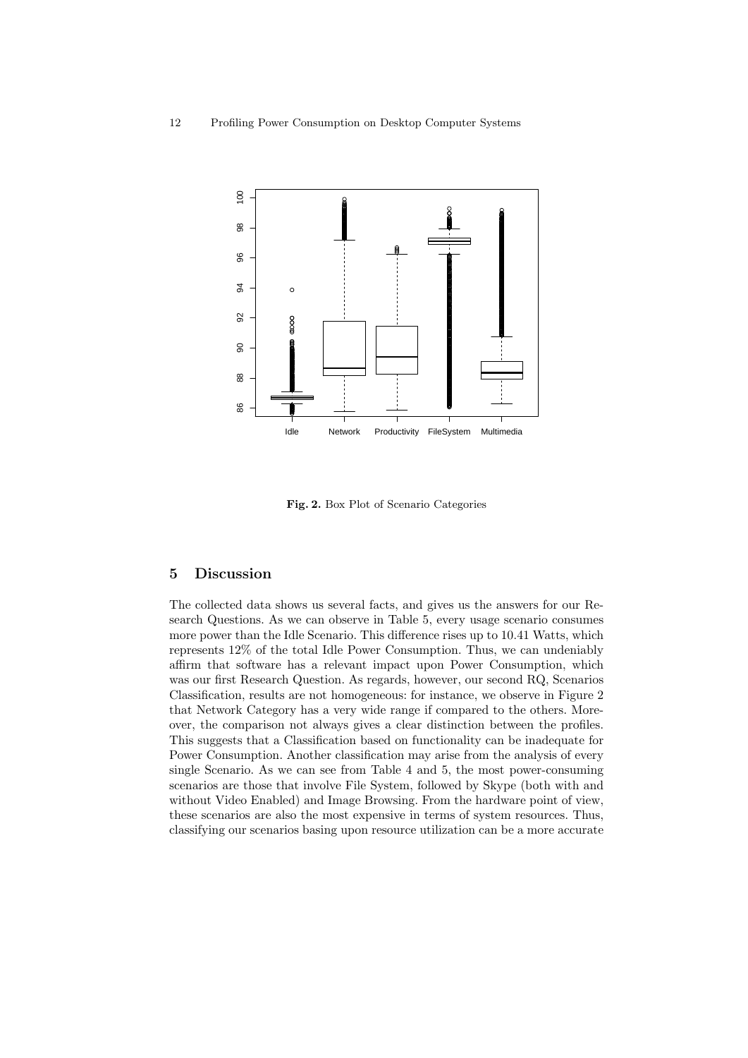Fig. 2. Box Plot of Scenario Categories

## 5 Discussion

The collected data shows us several facts, and gives us the answers for our Research Questions. As we can observe in Table 5, every usage scenario consumes more power than the Idle Scenario. This difference rises up to 10.41 Watts, which represents 12% of the total Idle Power Consumption. Thus, we can undeniably affirm that software has a relevant impact upon Power Consumption, which was our first Research Question. As regards, however, our second RQ, Scenarios Classification, results are not homogeneous: for instance, we observe in Figure 2 that Network Category has a very wide range if compared to the others. Moreover, the comparison not always gives a clear distinction between the profiles. This suggests that a Classification based on functionality can be inadequate for Power Consumption. Another classification may arise from the analysis of every single Scenario. As we can see from Table 4 and 5, the most power-consuming scenarios are those that involve File System, followed by Skype (both with and without Video Enabled) and Image Browsing. From the hardware point of view, these scenarios are also the most expensive in terms of system resources. Thus, classifying our scenarios basing upon resource utilization can be a more accurate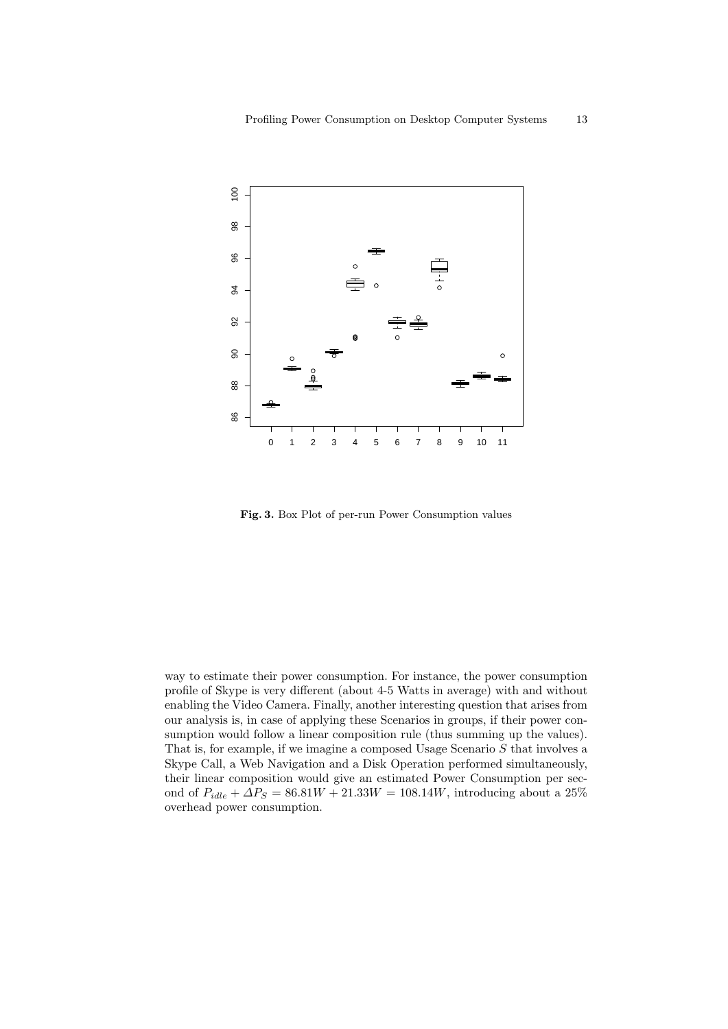Fig. 3. Box Plot of per-run Power Consumption values

way to estimate their power consumption. For instance, the power consumption profile of Skype is very different (about 4-5 Watts in average) with and without enabling the Video Camera. Finally, another interesting question that arises from our analysis is, in case of applying these Scenarios in groups, if their power consumption would follow a linear composition rule (thus summing up the values). That is, for example, if we imagine a composed Usage Scenario $S$ that involves a Skype Call, a Web Navigation and a Disk Operation performed simultaneously, their linear composition would give an estimated Power Consumption per second of $P_{idle} + \Delta P_S = 86.81W + 21.33W = 108.14W$, introducing about a 25% overhead power consumption.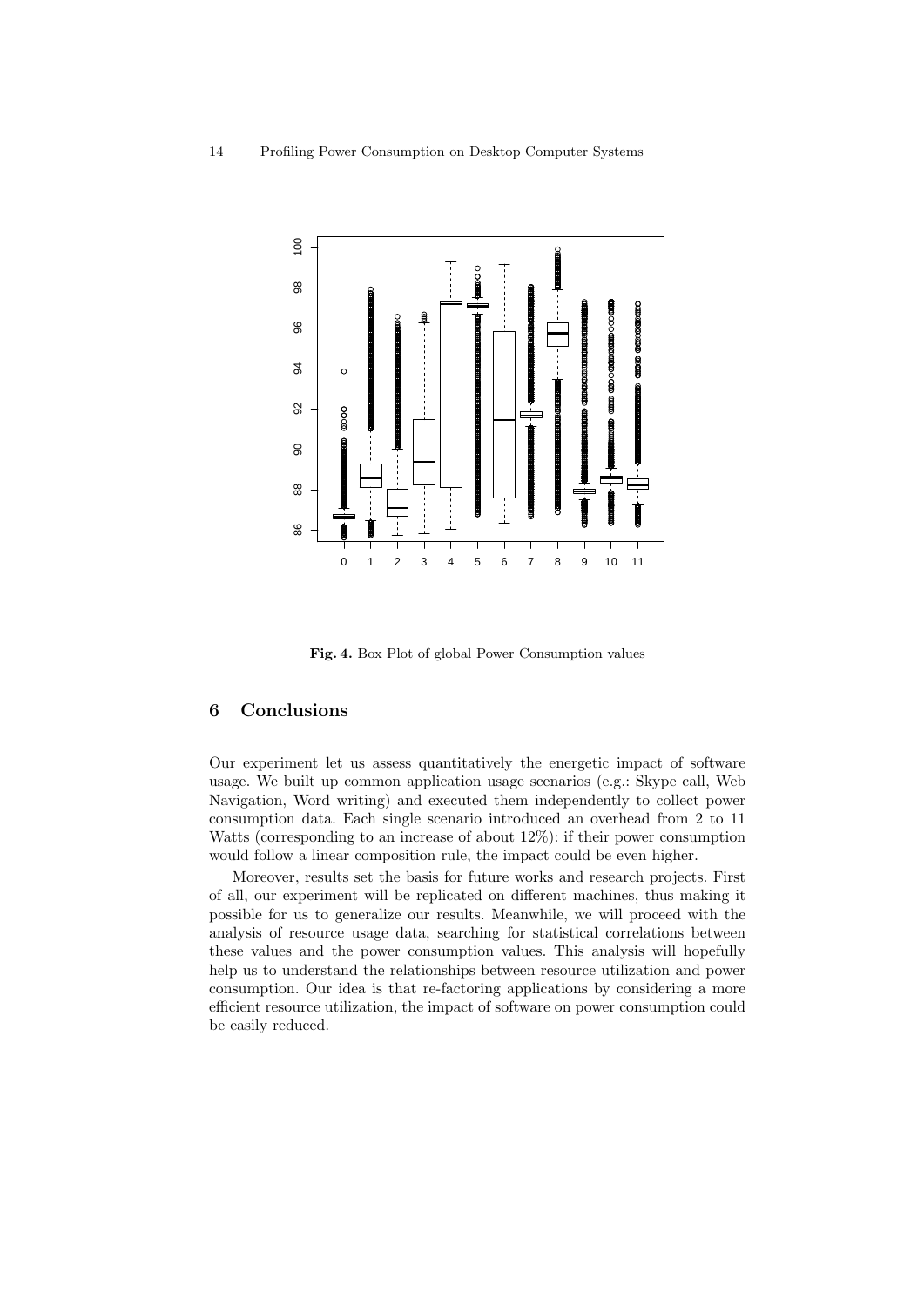Fig. 4. Box Plot of global Power Consumption values

## 6 Conclusions

Our experiment let us assess quantitatively the energetic impact of software usage. We built up common application usage scenarios (e.g.: Skype call, Web Navigation, Word writing) and executed them independently to collect power consumption data. Each single scenario introduced an overhead from 2 to 11 Watts (corresponding to an increase of about 12%): if their power consumption would follow a linear composition rule, the impact could be even higher.

Moreover, results set the basis for future works and research projects. First of all, our experiment will be replicated on different machines, thus making it possible for us to generalize our results. Meanwhile, we will proceed with the analysis of resource usage data, searching for statistical correlations between these values and the power consumption values. This analysis will hopefully help us to understand the relationships between resource utilization and power consumption. Our idea is that re-factoring applications by considering a more efficient resource utilization, the impact of software on power consumption could be easily reduced.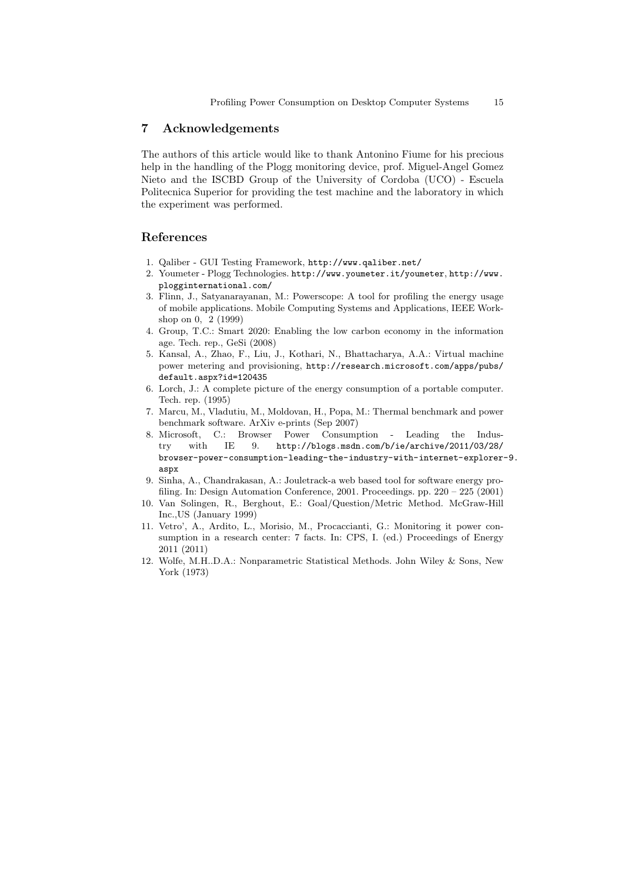## 7 Acknowledgements

The authors of this article would like to thank Antonino Fiume for his precious help in the handling of the Plogg monitoring device, prof. Miguel-Angel Gomez Nieto and the ISCBD Group of the University of Cordoba (UCO) - Escuela Politecnica Superior for providing the test machine and the laboratory in which the experiment was performed.

## References

1. Qaliber - GUI Testing Framework, http://www.qaliber.net/
2. Youmeter - Plogg Technologies. http://www.youmeter.it/youmeter, http://www.plogginternational.com/
3. Flinn, J., Satyanarayanan, M.: Powerscope: A tool for profiling the energy usage of mobile applications. Mobile Computing Systems and Applications, IEEE Workshop on 0, 2 (1999)
4. Group, T.C.: Smart 2020: Enabling the low carbon economy in the information age. Tech. rep., GeSi (2008)
5. Kansal, A., Zhao, F., Liu, J., Kothari, N., Bhattacharya, A.A.: Virtual machine power metering and provisioning, http://research.microsoft.com/apps/pubs/default.aspx?id=120435
6. Lorch, J.: A complete picture of the energy consumption of a portable computer. Tech. rep. (1995)
7. Marcu, M., Vladutiu, M., Moldovan, H., Popa, M.: Thermal benchmark and power benchmark software. ArXiv e-prints (Sep 2007)
8. Microsoft, C.: Browser Power Consumption - Leading the Industry with IE 9. http://blogs.msdn.com/b/ie/archive/2011/03/28/browser-power-consumption-leading-the-industry-with-internet-explorer-9.aspx
9. Sinha, A., Chandrakasan, A.: Jouletrack-a web based tool for software energy profiling. In: Design Automation Conference, 2001. Proceedings. pp. 220 – 225 (2001)
10. Van Solingen, R., Berghout, E.: Goal/Question/Metric Method. McGraw-Hill Inc.,US (January 1999)
11. Vetro', A., Ardito, L., Morisio, M., Procaccianti, G.: Monitoring it power consumption in a research center: 7 facts. In: CPS, I. (ed.) Proceedings of Energy 2011 (2011)
12. Wolfe, M.H..D.A.: Nonparametric Statistical Methods. John Wiley & Sons, New York (1973)